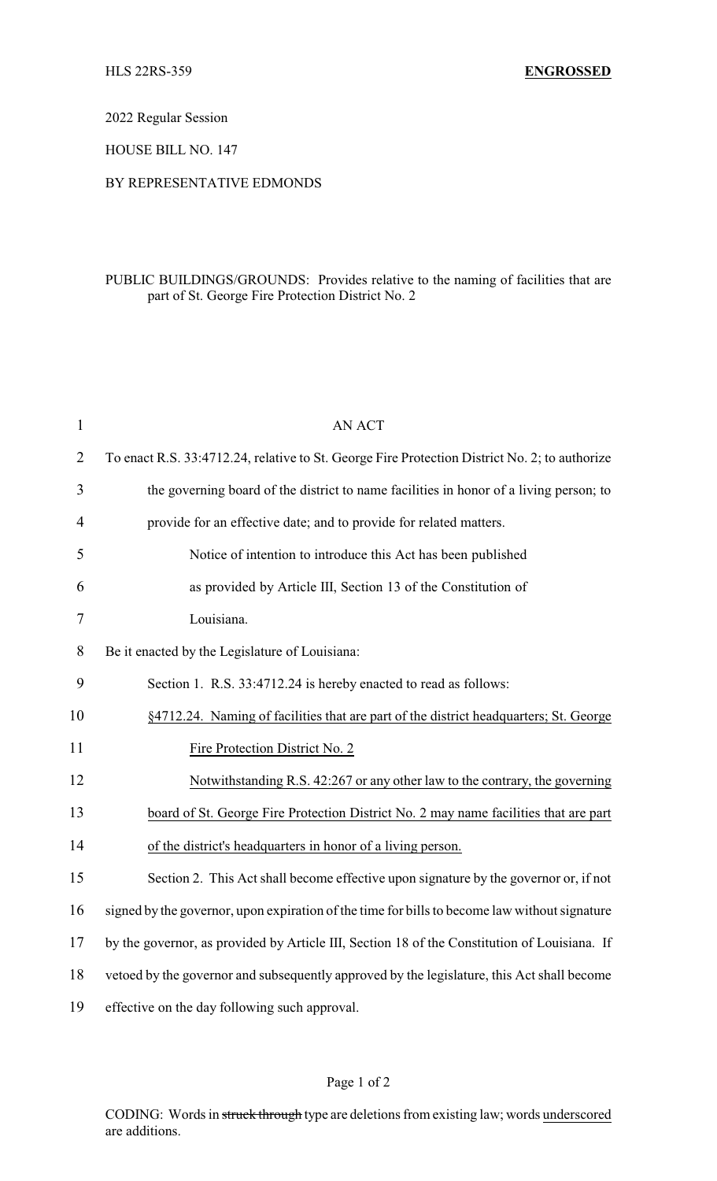HLS 22RS-359 **ENGROSSED**

2022 Regular Session

HOUSE BILL NO. 147

BY REPRESENTATIVE EDMONDS

PUBLIC BUILDINGS/GROUNDS: Provides relative to the naming of facilities that are part of St. George Fire Protection District No. 2

AN ACT

To enact R.S. 33:4712.24, relative to St. George Fire Protection District No. 2; to authorize the governing board of the district to name facilities in honor of a living person; to provide for an effective date; and to provide for related matters.

Notice of intention to introduce this Act has been published as provided by Article III, Section 13 of the Constitution of Louisiana.

Be it enacted by the Legislature of Louisiana:

Section 1. R.S. 33:4712.24 is hereby enacted to read as follows:

§4712.24. Naming of facilities that are part of the district headquarters; St. George Fire Protection District No. 2

Notwithstanding R.S. 42:267 or any other law to the contrary, the governing board of St. George Fire Protection District No. 2 may name facilities that are part of the district's headquarters in honor of a living person.

Section 2. This Act shall become effective upon signature by the governor or, if not signed by the governor, upon expiration of the time for bills to become law without signature by the governor, as provided by Article III, Section 18 of the Constitution of Louisiana. If vetoed by the governor and subsequently approved by the legislature, this Act shall become effective on the day following such approval.

CODING: Words in ~~struck through~~ type are deletions from existing law; words underscored are additions.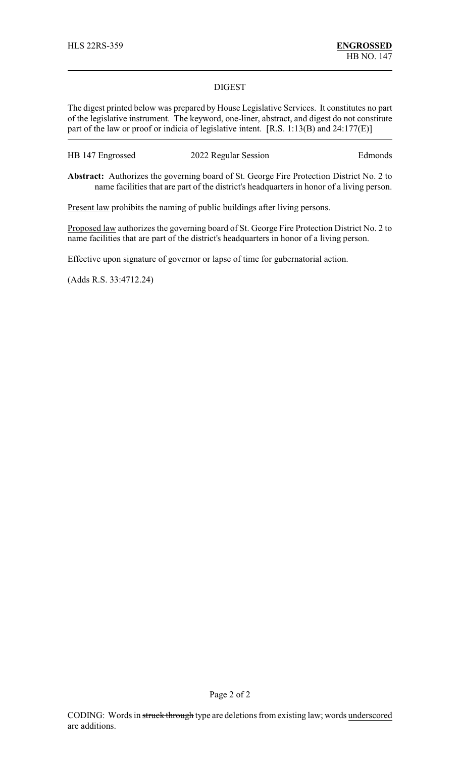## DIGEST

The digest printed below was prepared by House Legislative Services. It constitutes no part of the legislative instrument. The keyword, one-liner, abstract, and digest do not constitute part of the law or proof or indicia of legislative intent. [R.S. 1:13(B) and 24:177(E)]

HB 147 Engrossed 2022 Regular Session Edmonds

**Abstract:** Authorizes the governing board of St. George Fire Protection District No. 2 to name facilities that are part of the district's headquarters in honor of a living person.

Present law prohibits the naming of public buildings after living persons.

Proposed law authorizes the governing board of St. George Fire Protection District No. 2 to name facilities that are part of the district's headquarters in honor of a living person.

Effective upon signature of governor or lapse of time for gubernatorial action.

(Adds R.S. 33:4712.24)

CODING: Words in ~~struck through~~ type are deletions from existing law; words underscored are additions.